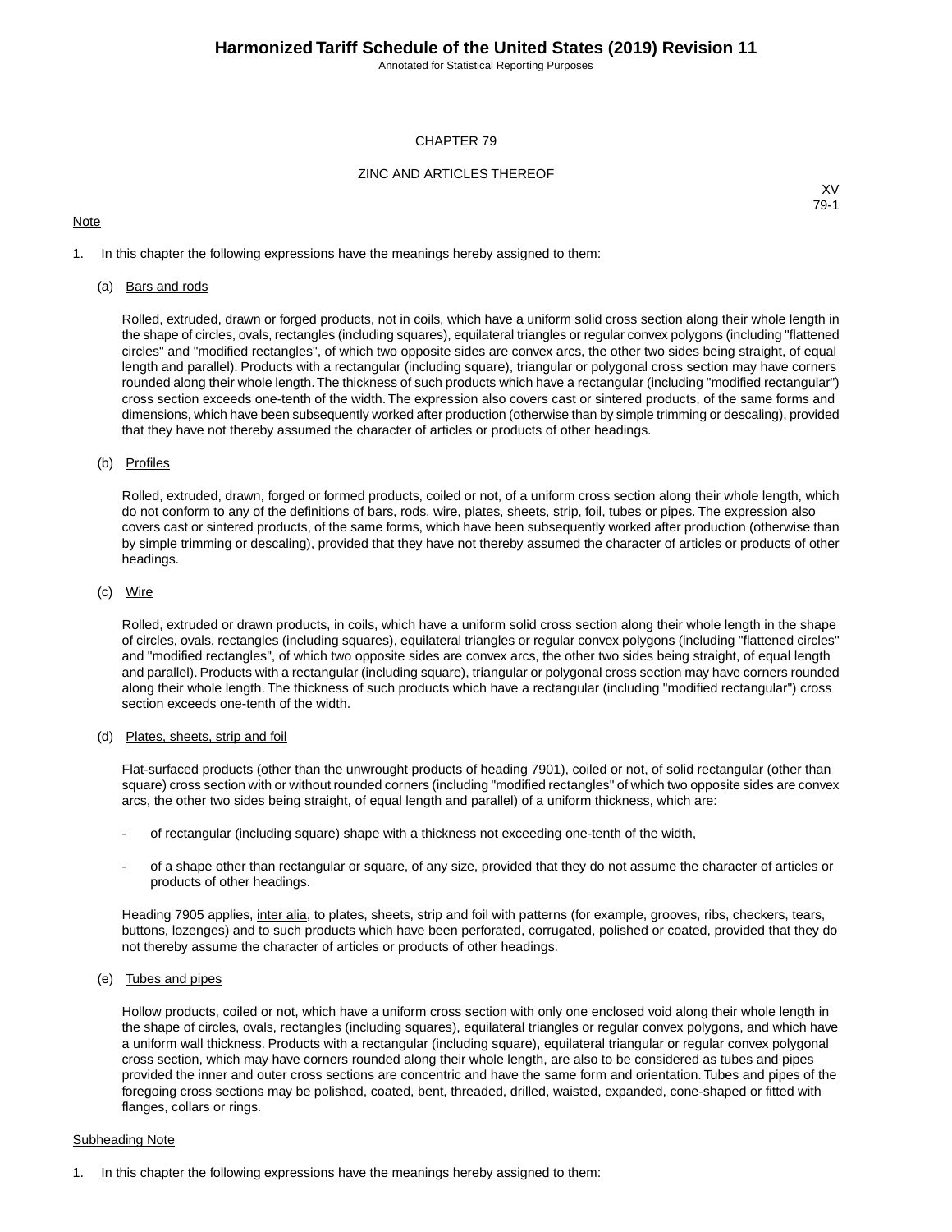# CHAPTER 79

## ZINC AND ARTICLES THEREOF

XV
79-1

Note

1. In this chapter the following expressions have the meanings hereby assigned to them:

   (a) Bars and rods

   Rolled, extruded, drawn or forged products, not in coils, which have a uniform solid cross section along their whole length in the shape of circles, ovals, rectangles (including squares), equilateral triangles or regular convex polygons (including "flattened circles" and "modified rectangles", of which two opposite sides are convex arcs, the other two sides being straight, of equal length and parallel). Products with a rectangular (including square), triangular or polygonal cross section may have corners rounded along their whole length. The thickness of such products which have a rectangular (including "modified rectangular") cross section exceeds one-tenth of the width. The expression also covers cast or sintered products, of the same forms and dimensions, which have been subsequently worked after production (otherwise than by simple trimming or descaling), provided that they have not thereby assumed the character of articles or products of other headings.

   (b) Profiles

   Rolled, extruded, drawn, forged or formed products, coiled or not, of a uniform cross section along their whole length, which do not conform to any of the definitions of bars, rods, wire, plates, sheets, strip, foil, tubes or pipes. The expression also covers cast or sintered products, of the same forms, which have been subsequently worked after production (otherwise than by simple trimming or descaling), provided that they have not thereby assumed the character of articles or products of other headings.

   (c) Wire

   Rolled, extruded or drawn products, in coils, which have a uniform solid cross section along their whole length in the shape of circles, ovals, rectangles (including squares), equilateral triangles or regular convex polygons (including "flattened circles" and "modified rectangles", of which two opposite sides are convex arcs, the other two sides being straight, of equal length and parallel). Products with a rectangular (including square), triangular or polygonal cross section may have corners rounded along their whole length. The thickness of such products which have a rectangular (including "modified rectangular") cross section exceeds one-tenth of the width.

   (d) Plates, sheets, strip and foil

   Flat-surfaced products (other than the unwrought products of heading 7901), coiled or not, of solid rectangular (other than square) cross section with or without rounded corners (including "modified rectangles" of which two opposite sides are convex arcs, the other two sides being straight, of equal length and parallel) of a uniform thickness, which are:

   - of rectangular (including square) shape with a thickness not exceeding one-tenth of the width,
   - of a shape other than rectangular or square, of any size, provided that they do not assume the character of articles or products of other headings.

   Heading 7905 applies, inter alia, to plates, sheets, strip and foil with patterns (for example, grooves, ribs, checkers, tears, buttons, lozenges) and to such products which have been perforated, corrugated, polished or coated, provided that they do not thereby assume the character of articles or products of other headings.

   (e) Tubes and pipes

   Hollow products, coiled or not, which have a uniform cross section with only one enclosed void along their whole length in the shape of circles, ovals, rectangles (including squares), equilateral triangles or regular convex polygons, and which have a uniform wall thickness. Products with a rectangular (including square), equilateral triangular or regular convex polygonal cross section, which may have corners rounded along their whole length, are also to be considered as tubes and pipes provided the inner and outer cross sections are concentric and have the same form and orientation. Tubes and pipes of the foregoing cross sections may be polished, coated, bent, threaded, drilled, waisted, expanded, cone-shaped or fitted with flanges, collars or rings.

Subheading Note

1. In this chapter the following expressions have the meanings hereby assigned to them: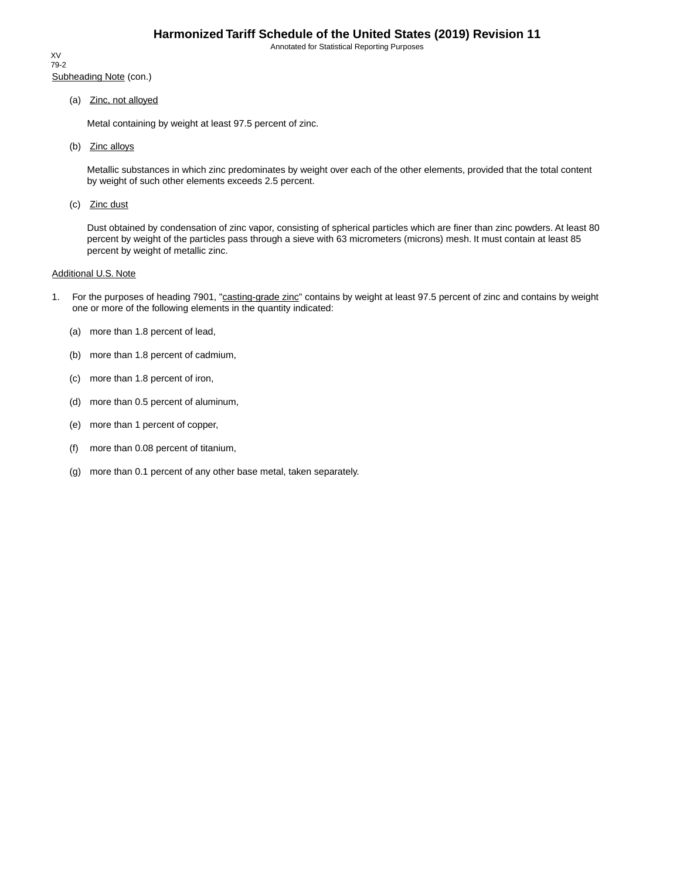XV
79-2

Subheading Note (con.)

(a) Zinc, not alloyed

Metal containing by weight at least 97.5 percent of zinc.

(b) Zinc alloys

Metallic substances in which zinc predominates by weight over each of the other elements, provided that the total content by weight of such other elements exceeds 2.5 percent.

(c) Zinc dust

Dust obtained by condensation of zinc vapor, consisting of spherical particles which are finer than zinc powders. At least 80 percent by weight of the particles pass through a sieve with 63 micrometers (microns) mesh. It must contain at least 85 percent by weight of metallic zinc.

Additional U.S. Note

1. For the purposes of heading 7901, "casting-grade zinc" contains by weight at least 97.5 percent of zinc and contains by weight one or more of the following elements in the quantity indicated:

   (a) more than 1.8 percent of lead,

   (b) more than 1.8 percent of cadmium,

   (c) more than 1.8 percent of iron,

   (d) more than 0.5 percent of aluminum,

   (e) more than 1 percent of copper,

   (f) more than 0.08 percent of titanium,

   (g) more than 0.1 percent of any other base metal, taken separately.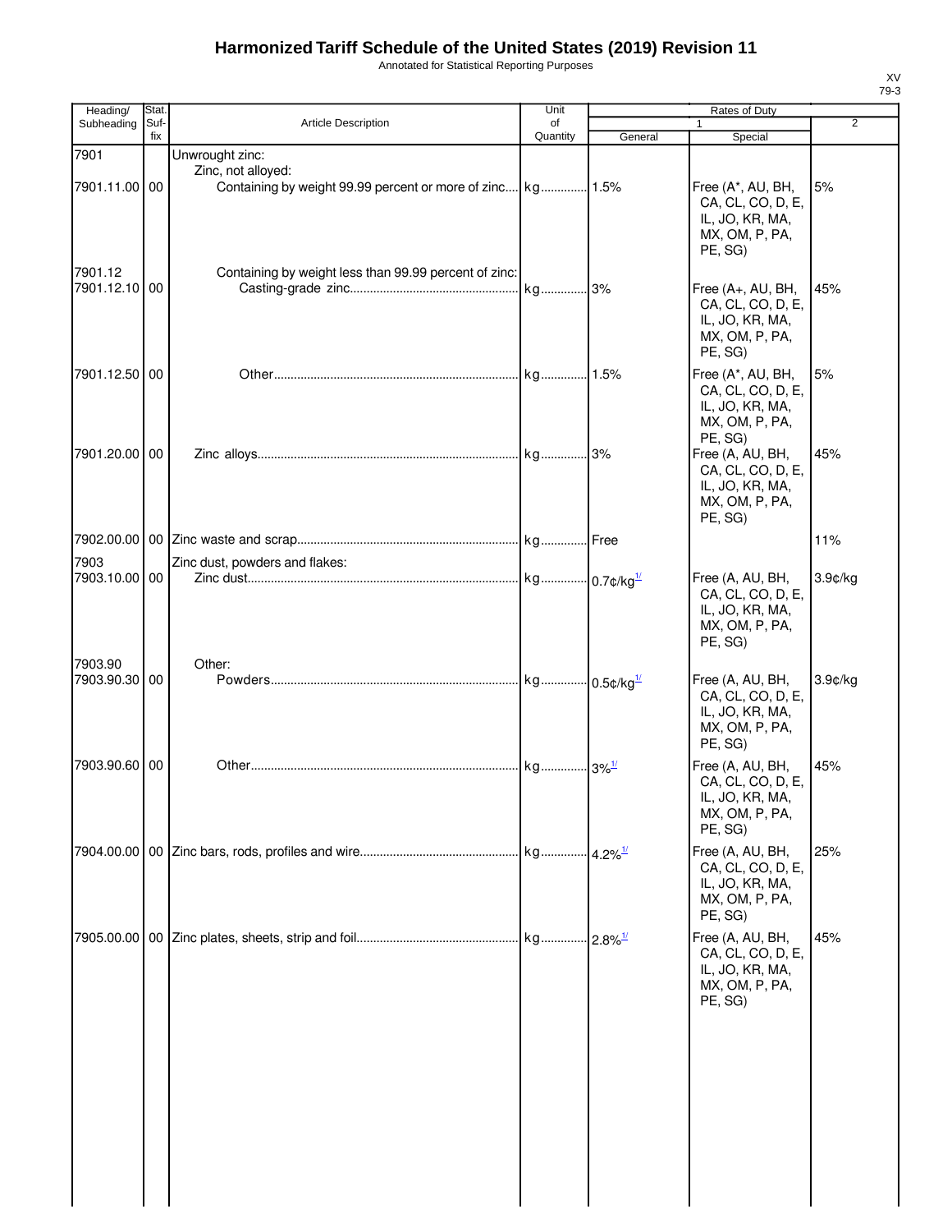# Harmonized Tariff Schedule of the United States (2019) Revision 11

Annotated for Statistical Reporting Purposes

| Heading/ Subheading | Stat. Suf- fix | Article Description | Unit of Quantity | Rates of Duty 1 General | Special | 2 |
|---|---|---|---|---|---|---|
| 7901 | | Unwrought zinc: | | | | |
| | | Zinc, not alloyed: | | | | |
| 7901.11.00 | 00 | Containing by weight 99.99 percent or more of zinc | kg | 1.5% | Free (A*, AU, BH, CA, CL, CO, D, E, IL, JO, KR, MA, MX, OM, P, PA, PE, SG) | 5% |
| 7901.12 | | Containing by weight less than 99.99 percent of zinc: | | | | |
| 7901.12.10 | 00 | Casting-grade zinc | kg | 3% | Free (A+, AU, BH, CA, CL, CO, D, E, IL, JO, KR, MA, MX, OM, P, PA, PE, SG) | 45% |
| 7901.12.50 | 00 | Other | kg | 1.5% | Free (A*, AU, BH, CA, CL, CO, D, E, IL, JO, KR, MA, MX, OM, P, PA, PE, SG) | 5% |
| 7901.20.00 | 00 | Zinc alloys | kg | 3% | Free (A, AU, BH, CA, CL, CO, D, E, IL, JO, KR, MA, MX, OM, P, PA, PE, SG) | 45% |
| 7902.00.00 | 00 | Zinc waste and scrap | kg | Free | | 11% |
| 7903 | | Zinc dust, powders and flakes: | | | | |
| 7903.10.00 | 00 | Zinc dust | kg | 0.7¢/kg[1/] | Free (A, AU, BH, CA, CL, CO, D, E, IL, JO, KR, MA, MX, OM, P, PA, PE, SG) | 3.9¢/kg |
| 7903.90 | | Other: | | | | |
| 7903.90.30 | 00 | Powders | kg | 0.5¢/kg[1/] | Free (A, AU, BH, CA, CL, CO, D, E, IL, JO, KR, MA, MX, OM, P, PA, PE, SG) | 3.9¢/kg |
| 7903.90.60 | 00 | Other | kg | 3%[1/] | Free (A, AU, BH, CA, CL, CO, D, E, IL, JO, KR, MA, MX, OM, P, PA, PE, SG) | 45% |
| 7904.00.00 | 00 | Zinc bars, rods, profiles and wire | kg | 4.2%[1/] | Free (A, AU, BH, CA, CL, CO, D, E, IL, JO, KR, MA, MX, OM, P, PA, PE, SG) | 25% |
| 7905.00.00 | 00 | Zinc plates, sheets, strip and foil | kg | 2.8%[1/] | Free (A, AU, BH, CA, CL, CO, D, E, IL, JO, KR, MA, MX, OM, P, PA, PE, SG) | 45% |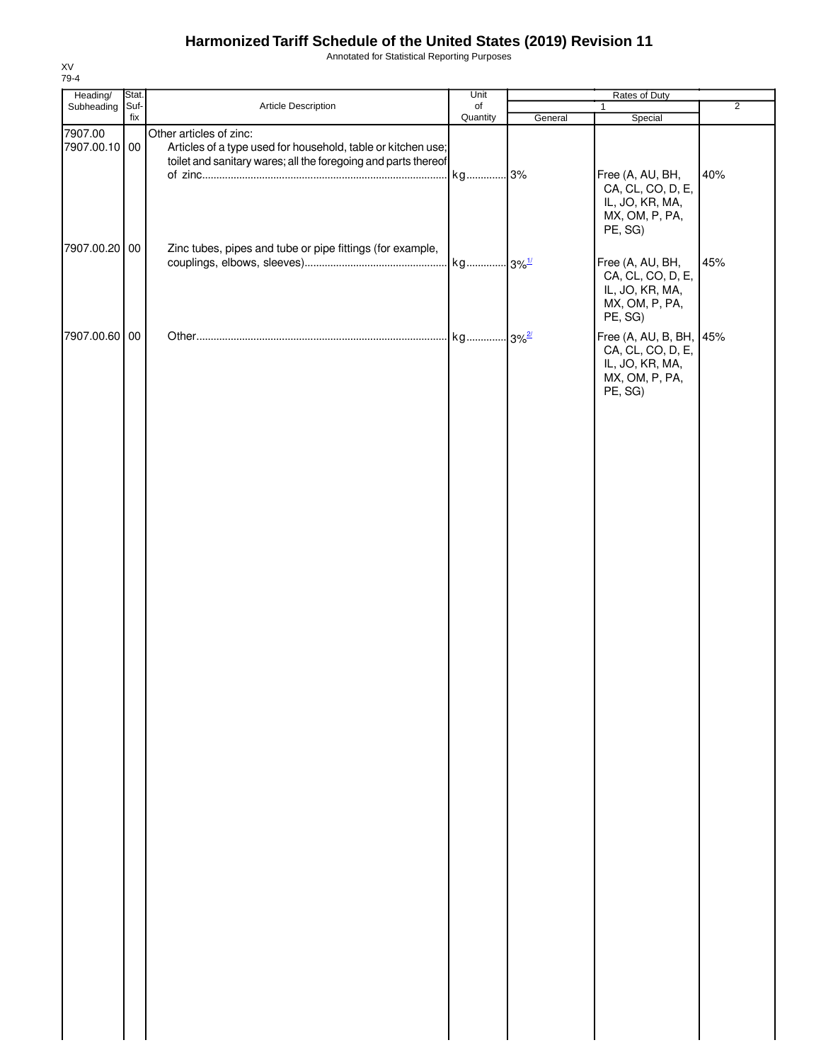# Harmonized Tariff Schedule of the United States (2019) Revision 11

Annotated for Statistical Reporting Purposes

XV
79-4

| Heading/ Subheading | Stat. Suf- fix | Article Description | Unit of Quantity | Rates of Duty | | |
|---|---|---|---|---|---|---|
| | | | | 1 | | 2 |
| | | | | General | Special | |
| 7907.00 | | Other articles of zinc: | | | | |
| 7907.00.10 | 00 | Articles of a type used for household, table or kitchen use; toilet and sanitary wares; all the foregoing and parts thereof of zinc | kg | 3% | Free (A, AU, BH, CA, CL, CO, D, E, IL, JO, KR, MA, MX, OM, P, PA, PE, SG) | 40% |
| 7907.00.20 | 00 | Zinc tubes, pipes and tube or pipe fittings (for example, couplings, elbows, sleeves) | kg | 3% [1/] | Free (A, AU, BH, CA, CL, CO, D, E, IL, JO, KR, MA, MX, OM, P, PA, PE, SG) | 45% |
| 7907.00.60 | 00 | Other | kg | 3% [2/] | Free (A, AU, B, BH, CA, CL, CO, D, E, IL, JO, KR, MA, MX, OM, P, PA, PE, SG) | 45% |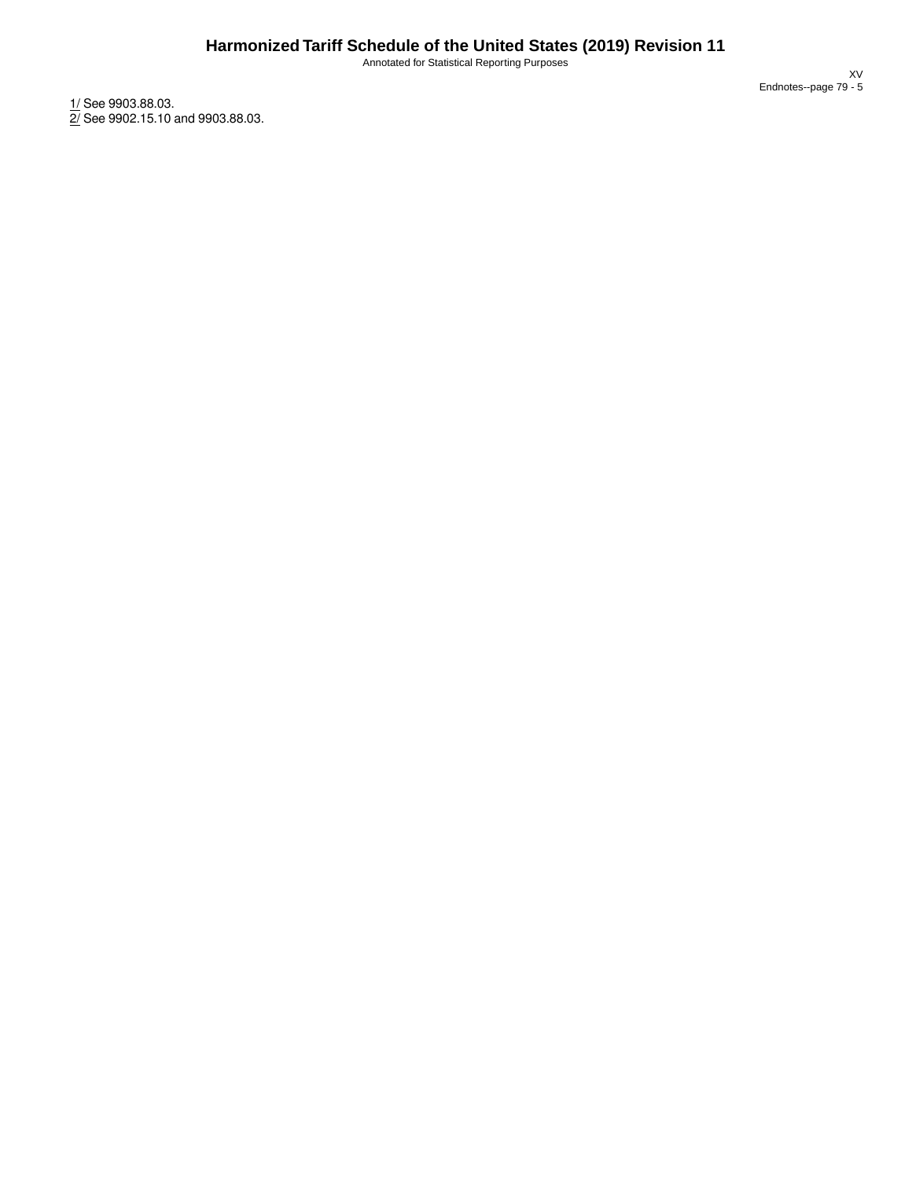1/ See 9903.88.03.
2/ See 9902.15.10 and 9903.88.03.